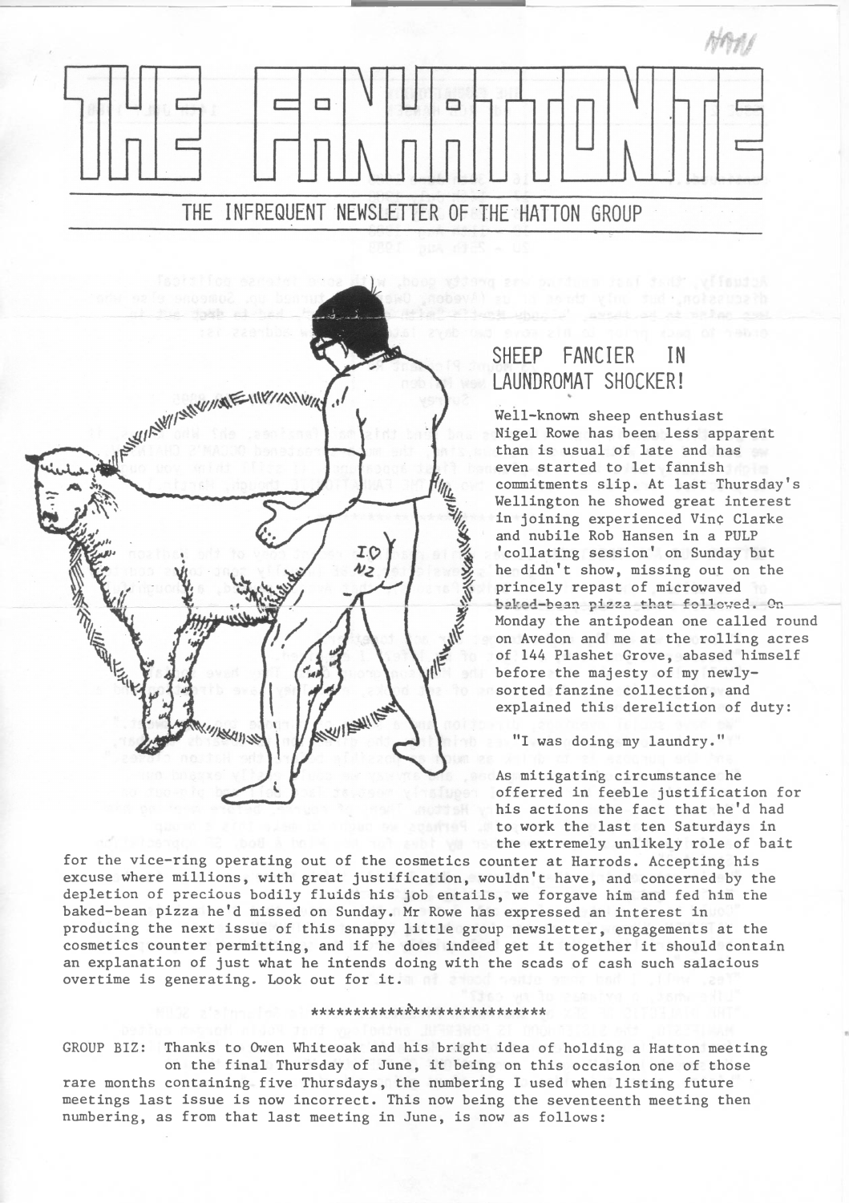# THE FANHATTONITE

## THE INFREQUENT NEWSLETTER OF THE HATTON GROUP

## SHEEP FANCIER IN LAUNDROMAT SHOCKER!

Well-known sheep enthusiast Nigel Rowe has been less apparent than is usual of late and has even started to let fannish commitments slip. At last Thursday's Wellington he showed great interest in joining experienced Vinç Clarke and nubile Rob Hansen in a PULP 'collating session' on Sunday but he didn't show, missing out on the princely repast of microwaved baked-bean pizza that followed. On Monday the antipodean one called round on Avedon and me at the rolling acres of 144 Plashet Grove, abased himself before the majesty of my newly-sorted fanzine collection, and explained this dereliction of duty:

"I was doing my laundry."

As mitigating circumstance he offerred in feeble justification for his actions the fact that he'd had to work the last ten Saturdays in the extremely unlikely role of bait for the vice-ring operating out of the cosmetics counter at Harrods. Accepting his excuse where millions, with great justification, wouldn't have, and concerned by the depletion of precious bodily fluids his job entails, we forgave him and fed him the baked-bean pizza he'd missed on Sunday. Mr Rowe has expressed an interest in producing the next issue of this snappy little group newsletter, engagements at the cosmetics counter permitting, and if he does indeed get it together it should contain an explanation of just what he intends doing with the scads of cash such salacious overtime is generating. Look out for it.

****************************

GROUP BIZ: Thanks to Owen Whiteoak and his bright idea of holding a Hatton meeting on the final Thursday of June, it being on this occasion one of those rare months containing five Thursdays, the numbering I used when listing future meetings last issue is now incorrect. This now being the seventeenth meeting then numbering, as from that last meeting in June, is now as follows: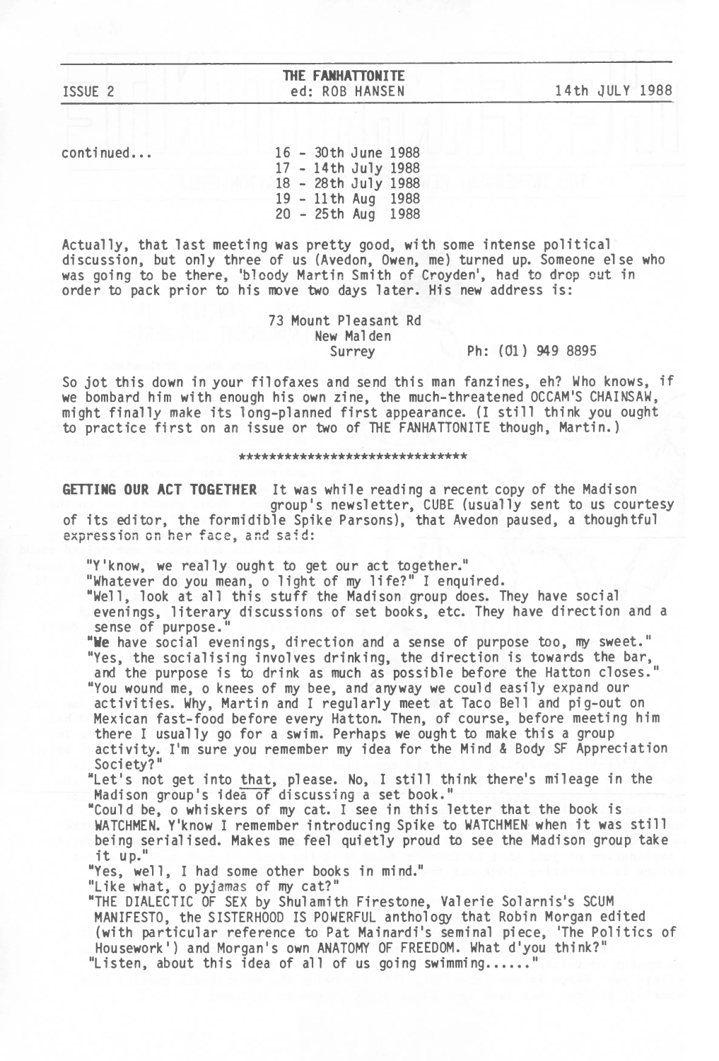continued...

16 - 30th June 1988
17 - 14th July 1988
18 - 28th July 1988
19 - 11th Aug 1988
20 - 25th Aug 1988

Actually, that last meeting was pretty good, with some intense political discussion, but only three of us (Avedon, Owen, me) turned up. Someone else who was going to be there, 'bloody Martin Smith of Croyden', had to drop out in order to pack prior to his move two days later. His new address is:

73 Mount Pleasant Rd
New Malden
Surrey                Ph: (01) 949 8895

So jot this down in your filofaxes and send this man fanzines, eh? Who knows, if we bombard him with enough his own zine, the much-threatened OCCAM'S CHAINSAW, might finally make its long-planned first appearance. (I still think you ought to practice first on an issue or two of THE FANHATTONITE though, Martin.)

******************************

**GETTING OUR ACT TOGETHER** It was while reading a recent copy of the Madison group's newsletter, CUBE (usually sent to us courtesy of its editor, the formidible Spike Parsons), that Avedon paused, a thoughtful expression on her face, and said:

"Y'know, we really ought to get our act together."

"Whatever do you mean, o light of my life?" I enquired.

"Well, look at all this stuff the Madison group does. They have social evenings, literary discussions of set books, etc. They have direction and a sense of purpose."

"**We** have social evenings, direction and a sense of purpose too, my sweet."

"Yes, the socialising involves drinking, the direction is towards the bar, and the purpose is to drink as much as possible before the Hatton closes."

"You wound me, o knees of my bee, and anyway we could easily expand our activities. Why, Martin and I regularly meet at Taco Bell and pig-out on Mexican fast-food before every Hatton. Then, of course, before meeting him there I usually go for a swim. Perhaps we ought to make this a group activity. I'm sure you remember my idea for the Mind & Body SF Appreciation Society?"

"Let's not get into that, please. No, I still think there's mileage in the Madison group's idea of discussing a set book."

"Could be, o whiskers of my cat. I see in this letter that the book is WATCHMEN. Y'know I remember introducing Spike to WATCHMEN when it was still being serialised. Makes me feel quietly proud to see the Madison group take it up."

"Yes, well, I had some other books in mind."

"Like what, o pyjamas of my cat?"

"THE DIALECTIC OF SEX by Shulamith Firestone, Valerie Solarnis's SCUM MANIFESTO, the SISTERHOOD IS POWERFUL anthology that Robin Morgan edited (with particular reference to Pat Mainardi's seminal piece, 'The Politics of Housework') and Morgan's own ANATOMY OF FREEDOM. What d'you think?"

"Listen, about this idea of all of us going swimming......"